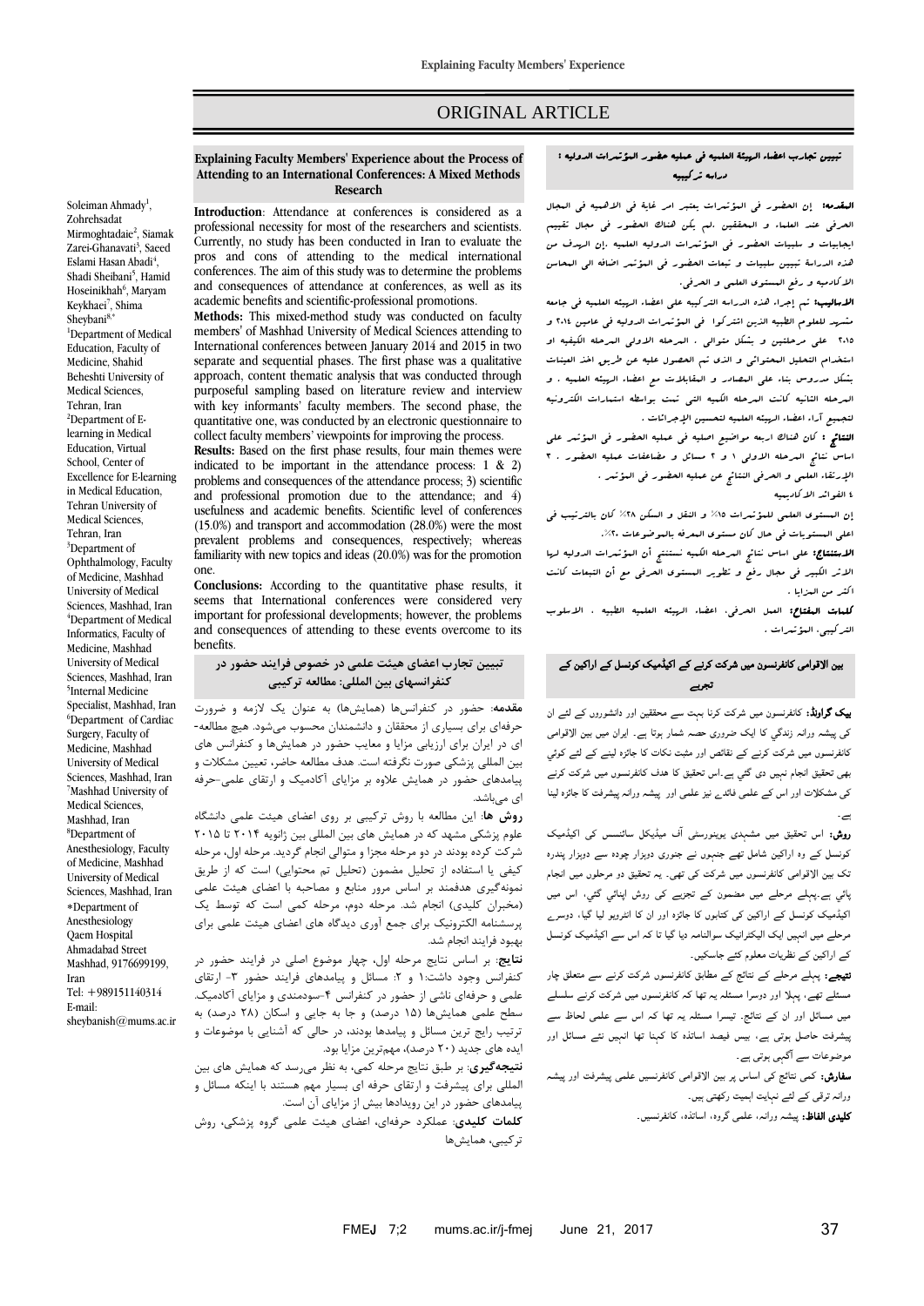ORIGINAL ARTICLE

# Explaining Faculty Members' Experience about the Process of Attending to an International Conferences: A Mixed Methods Research

Soleiman Ahmady[1], Zohrehsadat Mirmoghtadaie[2], Siamak Zarei-Ghanavati[3], Saeed Eslami Hasan Abadi[4], Shadi Sheibani[5], Hamid Hoseinikhah[6], Maryam Keykhaei[7], Shima Sheybani[8,*]

[1]Department of Medical Education, Faculty of Medicine, Shahid Beheshti University of Medical Sciences, Tehran, Iran
[2]Department of E-learning in Medical Education, Virtual School, Center of Excellence for E-learning in Medical Education, Tehran University of Medical Sciences, Tehran, Iran
[3]Department of Ophthalmology, Faculty of Medicine, Mashhad University of Medical Sciences, Mashhad, Iran
[4]Department of Medical Informatics, Faculty of Medicine, Mashhad University of Medical Sciences, Mashhad, Iran
[5]Internal Medicine Specialist, Mashhad, Iran
[6]Department of Cardiac Surgery, Faculty of Medicine, Mashhad University of Medical Sciences, Mashhad, Iran
[7]Mashhad University of Medical Sciences, Mashhad, Iran
[8]Department of Anesthesiology, Faculty of Medicine, Mashhad University of Medical Sciences, Mashhad, Iran
*Department of Anesthesiology Qaem Hospital Ahmadabad Street Mashhad, 9176699199, Iran
Tel: +989151140314
E-mail: sheybanish@mums.ac.ir

**Introduction**: Attendance at conferences is considered as a professional necessity for most of the researchers and scientists. Currently, no study has been conducted in Iran to evaluate the pros and cons of attending to the medical international conferences. The aim of this study was to determine the problems and consequences of attendance at conferences, as well as its academic benefits and scientific-professional promotions.

**Methods:** This mixed-method study was conducted on faculty members' of Mashhad University of Medical Sciences attending to International conferences between January 2014 and 2015 in two separate and sequential phases. The first phase was a qualitative approach, content thematic analysis that was conducted through purposeful sampling based on literature review and interview with key informants' faculty members. The second phase, the quantitative one, was conducted by an electronic questionnaire to collect faculty members' viewpoints for improving the process.

**Results:** Based on the first phase results, four main themes were indicated to be important in the attendance process: 1 & 2) problems and consequences of the attendance process; 3) scientific and professional promotion due to the attendance; and 4) usefulness and academic benefits. Scientific level of conferences (15.0%) and transport and accommodation (28.0%) were the most prevalent problems and consequences, respectively; whereas familiarity with new topics and ideas (20.0%) was for the promotion one.

**Conclusions:** According to the quantitative phase results, it seems that International conferences were considered very important for professional developments; however, the problems and consequences of attending to these events overcome to its benefits.

## تبیین تجارب اعضای هیئت علمی در خصوص فرایند حضور در کنفرانسهای بین المللی: مطالعه ترکیبی

**مقدمه**: حضور در کنفرانس‌ها (همایش‌ها) به عنوان یک لازمه و ضرورت حرفه‌ای برای بسیاری از محققان و دانشمندان محسوب می‌شود. هیچ مطالعه‌ای در ایران برای ارزیابی مزایا و معایب حضور در همایش‌ها و کنفرانس های بین المللی پزشکی صورت نگرفته است. هدف مطالعه حاضر، تعیین مشکلات و پیامدهای حضور در همایش علاوه بر مزایای آکادمیک و ارتقای علمی-حرفه ای می‌باشد.

**روش ها**: این مطالعه با روش ترکیبی بر روی اعضای هیئت علمی دانشگاه علوم پزشکی مشهد که در همایش های بین المللی بین ژانویه ۲۰۱۴ تا ۲۰۱۵ شرکت کرده بودند در دو مرحله مجزا و متوالی انجام گردید. مرحله اول، مرحله کیفی یا استفاده از تحلیل مضمون (تحلیل تم محتوایی) است که از طریق نمونه‌گیری هدفمند بر اساس مرور منابع و مصاحبه با اعضای هیئت علمی (مخبران کلیدی) انجام شد. مرحله دوم، مرحله کمی است که توسط یک پرسشنامه الکترونیک برای جمع آوری دیدگاه های اعضای هیئت علمی برای بهبود فرایند انجام شد.

**نتایج**: بر اساس نتایج مرحله اول، چهار موضوع اصلی در فرایند حضور در کنفرانس وجود داشت:۱ و ۲: مسائل و پیامدهای فرایند حضور ۳- ارتقای علمی و حرفه‌ای ناشی از حضور در کنفرانس ۴-سودمندی و مزایای آکادمیک. سطح علمی همایش‌ها (۱۵ درصد) و جا به جایی و اسکان (۲۸ درصد) به ترتیب رایج ترین مسائل و پیامدها بودند، در حالی که آشنایی با موضوعات و ایده های جدید (۲۰ درصد)، مهم‌ترین مزایا بود.

**نتیجه‌گیری**: بر طبق نتایج مرحله کمی، به نظر می‌رسد که همایش های بین المللی برای پیشرفت و ارتقای حرفه ای بسیار مهم هستند با اینکه مسائل و پیامدهای حضور در این رویدادها بیش از مزایای آن است.

**کلمات کلیدی**: عملکرد حرفه‌ای، اعضای هیئت علمی گروه پزشکی، روش ترکیبی، همایش‌ها

## تبيين تجارب اعضاء الهيئة العلميه في عمليه حضور المؤتمرات الدوليه : دراسه تركيبيه

**المقدمه:** إن الحضور في المؤتمرات يعتبر امر غاية في الاهميه في المجال الحرفي عند العلماء و المحققين .لم يكن هناك الحضور في مجال تقييم ايجابيات و سلبيات الحضور في المؤتمرات الدوليه العلميه .إن الهدف من هذه الدراسة تبيين سلبيات و تبعات الحضور في المؤتمر اضافه الى المحاسن الاكاديميه و رفع المستوى العلمي و الحرفي.

**الاساليب:** تم إجراء هذه الدراسه التركيبه على اعضاء الهيئه العلميه في جامعه مشهد للعلوم الطبيه الذين اشتركوا في المؤتمرات الدوليه في عامين ٢٠١٤ و ٢٠١٥ على مرحلتين و بشكل متوالي . المرحله الاولى المرحله الكيفيه او استخدام التحليل المحتوائي و الذي تم الحصول عليه عن طريق اخذ العينات بشكل مدروس بناء على المصادر و المقابلات مع اعضاء الهيئه العلميه . و المرحله الثانيه كانت المرحله الكميه التي تمت بواسطه استمارات الكترونيه لتجميع آراء اعضاء الهيئه العلميه لتحسين الإجراءات .

**النتائج :** كان هناك اربعه مواضيع اصليه في عمليه الحضور في المؤتمر على اساس نتائج المرحله الاولى ١ و ٢ مسائل و مضاعفات عمليه الحضور . ٣ الإرتقاء العلمي و الحرفي الناتج عن عمليه الحضور في المؤتمر . ٤ الفوائد الاكاديميه

إن المستوى العلمي للمؤتمرات ١٥٪ و النقل و السكن ٢٨٪ كان بالترتيب في اعلى المستويات في حال كان مستوى المعرفه بالموضوعات ٢٠٪.

**الاستنتاج:** على اساس نتائج المرحله الكميه نستنتج أن المؤتمرات الدوليه لها الاثر الكبير في مجال رفع و تطوير المستوى الحرفي مع أن التبعات كانت اكثر من المزايا .

**كلمات المفتاح:** العمل الحرفي، اعضاء الهيئه العلميه الطبيه ، الاسلوب التركيبي، المؤتمرات .

## بین الاقوامی کانفرنسوں میں شرکت کرنے کے اکیڈمیک کونسل کے اراکین کے تجربے

**بیک گراونڈ:** کانفرنسوں میں شرکت کرنا بہت سے محققین اور دانشوروں کے لئے ان کی پیشہ ورانہ زندگي کا ایک ضروری حصہ شمار ہوتا ہے۔ ایران میں بین الاقوامی کانفرنسوں میں شرکت کرنے کے نقائص اور مثبت نکات کا جائزہ لینے کے لئے کوئي بھی تحقیق انجام نہیں دی گئي ہے۔اس تحقیق کا ہدف کانفرنسوں میں شرکت کرنے کی مشکلات اور اس کے علمی فائدے نیز علمی اور پیشہ ورانہ پیشرفت کا جائزہ لینا ہے۔

**روش:** اس تحقیق میں مشہدی یونیورسٹی آف میڈیکل سائنسس کی اکیڈمیک کونسل کے وہ اراکین شامل تھے جنہوں نے جنوری دوہزار چودہ سے دوہزار پندرہ تک بین الاقوامی کانفرنسوں میں شرکت کی تھی۔ یہ تحقیق دو مرحلوں میں انجام پائي ہے۔پہلے مرحلے میں مضمون کی تجزیے کی روش اپنائي گئي، اس میں اکیڈمیک کونسل کے اراکین کی کتابوں کا جائزہ اور ان کا انٹرویو لیا گيا، دوسرے مرحلے میں انہیں ایک الیکٹرانیک سوالنامہ دیا گيا تا کہ اس سے اکیڈمیک کونسل کے اراکین کے نظریات معلوم کئے جاسکیں۔

**نتیجے:** پہلے مرحلے کے نتائج کے مطابق کانفرنسوں شرکت کرنے سے متعلق چار مسئلے تھے، پہلا اور دوسرا مسئلہ یہ تھا کہ کانفرنسوں میں شرکت کرنے سلسلے میں مسائل اور ان کے نتائج. تیسرا مسئلہ یہ تھا کہ اس سے علمی لحاظ سے پیشرفت حاصل ہوتی ہے، بیس فیصد اساتذہ کا کہنا تھا انہیں نئے مسائل اور موضوعات سے آگہی ہوتی ہے۔

**سفارش:** کمی نتائج کی اساس پر بین الاقوامی کانفرنسیں علمی پیشرفت اور پیشہ ورانہ ترقی کے لئے نہایت اہمیت رکھتی ہیں۔

**کلیدی الفاظ:** پیشہ ورانہ، علمی گروہ، اساتذہ، کانفرنسیں۔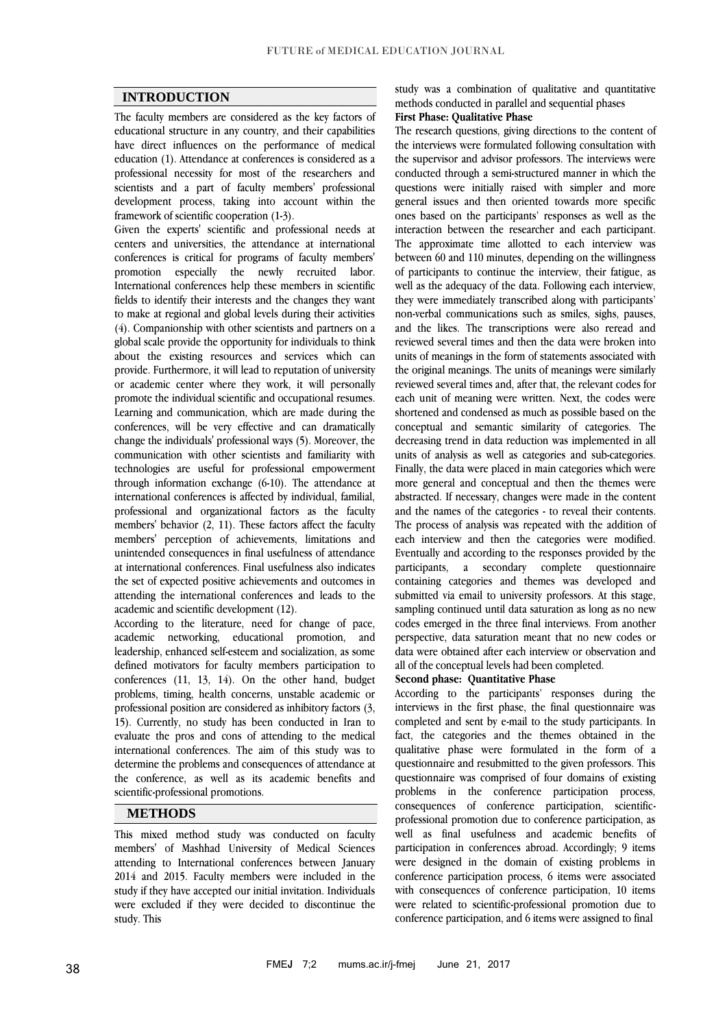## INTRODUCTION

The faculty members are considered as the key factors of educational structure in any country, and their capabilities have direct influences on the performance of medical education (1). Attendance at conferences is considered as a professional necessity for most of the researchers and scientists and a part of faculty members' professional development process, taking into account within the framework of scientific cooperation (1-3).

Given the experts' scientific and professional needs at centers and universities, the attendance at international conferences is critical for programs of faculty members' promotion especially the newly recruited labor. International conferences help these members in scientific fields to identify their interests and the changes they want to make at regional and global levels during their activities (4). Companionship with other scientists and partners on a global scale provide the opportunity for individuals to think about the existing resources and services which can provide. Furthermore, it will lead to reputation of university or academic center where they work, it will personally promote the individual scientific and occupational resumes. Learning and communication, which are made during the conferences, will be very effective and can dramatically change the individuals' professional ways (5). Moreover, the communication with other scientists and familiarity with technologies are useful for professional empowerment through information exchange (6-10). The attendance at international conferences is affected by individual, familial, professional and organizational factors as the faculty members' behavior (2, 11). These factors affect the faculty members' perception of achievements, limitations and unintended consequences in final usefulness of attendance at international conferences. Final usefulness also indicates the set of expected positive achievements and outcomes in attending the international conferences and leads to the academic and scientific development (12).

According to the literature, need for change of pace, academic networking, educational promotion, and leadership, enhanced self-esteem and socialization, as some defined motivators for faculty members participation to conferences (11, 13, 14). On the other hand, budget problems, timing, health concerns, unstable academic or professional position are considered as inhibitory factors (3, 15). Currently, no study has been conducted in Iran to evaluate the pros and cons of attending to the medical international conferences. The aim of this study was to determine the problems and consequences of attendance at the conference, as well as its academic benefits and scientific-professional promotions.

## METHODS

This mixed method study was conducted on faculty members' of Mashhad University of Medical Sciences attending to International conferences between January 2014 and 2015. Faculty members were included in the study if they have accepted our initial invitation. Individuals were excluded if they were decided to discontinue the study. This study was a combination of qualitative and quantitative methods conducted in parallel and sequential phases

**First Phase: Qualitative Phase**

The research questions, giving directions to the content of the interviews were formulated following consultation with the supervisor and advisor professors. The interviews were conducted through a semi-structured manner in which the questions were initially raised with simpler and more general issues and then oriented towards more specific ones based on the participants' responses as well as the interaction between the researcher and each participant. The approximate time allotted to each interview was between 60 and 110 minutes, depending on the willingness of participants to continue the interview, their fatigue, as well as the adequacy of the data. Following each interview, they were immediately transcribed along with participants' non-verbal communications such as smiles, sighs, pauses, and the likes. The transcriptions were also reread and reviewed several times and then the data were broken into units of meanings in the form of statements associated with the original meanings. The units of meanings were similarly reviewed several times and, after that, the relevant codes for each unit of meaning were written. Next, the codes were shortened and condensed as much as possible based on the conceptual and semantic similarity of categories. The decreasing trend in data reduction was implemented in all units of analysis as well as categories and sub-categories. Finally, the data were placed in main categories which were more general and conceptual and then the themes were abstracted. If necessary, changes were made in the content and the names of the categories - to reveal their contents. The process of analysis was repeated with the addition of each interview and then the categories were modified. Eventually and according to the responses provided by the participants, a secondary complete questionnaire containing categories and themes was developed and submitted via email to university professors. At this stage, sampling continued until data saturation as long as no new codes emerged in the three final interviews. From another perspective, data saturation meant that no new codes or data were obtained after each interview or observation and all of the conceptual levels had been completed.

**Second phase: Quantitative Phase**

According to the participants' responses during the interviews in the first phase, the final questionnaire was completed and sent by e-mail to the study participants. In fact, the categories and the themes obtained in the qualitative phase were formulated in the form of a questionnaire and resubmitted to the given professors. This questionnaire was comprised of four domains of existing problems in the conference participation process, consequences of conference participation, scientific-professional promotion due to conference participation, as well as final usefulness and academic benefits of participation in conferences abroad. Accordingly; 9 items were designed in the domain of existing problems in conference participation process, 6 items were associated with consequences of conference participation, 10 items were related to scientific-professional promotion due to conference participation, and 6 items were assigned to final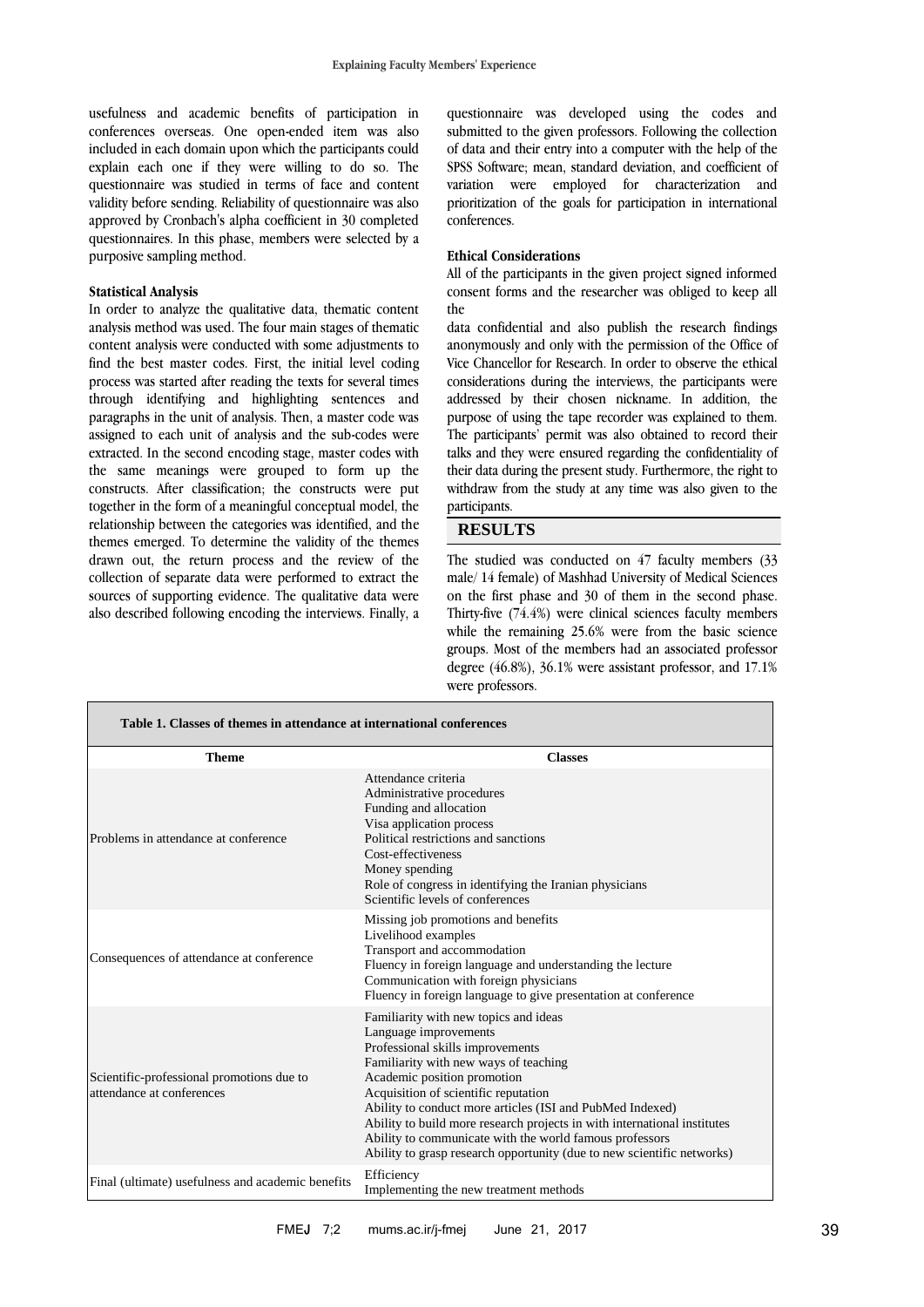usefulness and academic benefits of participation in conferences overseas. One open-ended item was also included in each domain upon which the participants could explain each one if they were willing to do so. The questionnaire was studied in terms of face and content validity before sending. Reliability of questionnaire was also approved by Cronbach's alpha coefficient in 30 completed questionnaires. In this phase, members were selected by a purposive sampling method.

**Statistical Analysis**

In order to analyze the qualitative data, thematic content analysis method was used. The four main stages of thematic content analysis were conducted with some adjustments to find the best master codes. First, the initial level coding process was started after reading the texts for several times through identifying and highlighting sentences and paragraphs in the unit of analysis. Then, a master code was assigned to each unit of analysis and the sub-codes were extracted. In the second encoding stage, master codes with the same meanings were grouped to form up the constructs. After classification; the constructs were put together in the form of a meaningful conceptual model, the relationship between the categories was identified, and the themes emerged. To determine the validity of the themes drawn out, the return process and the review of the collection of separate data were performed to extract the sources of supporting evidence. The qualitative data were also described following encoding the interviews. Finally, a questionnaire was developed using the codes and submitted to the given professors. Following the collection of data and their entry into a computer with the help of the SPSS Software; mean, standard deviation, and coefficient of variation were employed for characterization and prioritization of the goals for participation in international conferences.

**Ethical Considerations**

All of the participants in the given project signed informed consent forms and the researcher was obliged to keep all the data confidential and also publish the research findings anonymously and only with the permission of the Office of Vice Chancellor for Research. In order to observe the ethical considerations during the interviews, the participants were addressed by their chosen nickname. In addition, the purpose of using the tape recorder was explained to them. The participants' permit was also obtained to record their talks and they were ensured regarding the confidentiality of their data during the present study. Furthermore, the right to withdraw from the study at any time was also given to the participants.

## RESULTS

The studied was conducted on 47 faculty members (33 male/ 14 female) of Mashhad University of Medical Sciences on the first phase and 30 of them in the second phase. Thirty-five (74.4%) were clinical sciences faculty members while the remaining 25.6% were from the basic science groups. Most of the members had an associated professor degree (46.8%), 36.1% were assistant professor, and 17.1% were professors.

**Table 1. Classes of themes in attendance at international conferences**

| Theme | Classes |
|---|---|
| Problems in attendance at conference | Attendance criteria<br>Administrative procedures<br>Funding and allocation<br>Visa application process<br>Political restrictions and sanctions<br>Cost-effectiveness<br>Money spending<br>Role of congress in identifying the Iranian physicians<br>Scientific levels of conferences |
| Consequences of attendance at conference | Missing job promotions and benefits<br>Livelihood examples<br>Transport and accommodation<br>Fluency in foreign language and understanding the lecture<br>Communication with foreign physicians<br>Fluency in foreign language to give presentation at conference |
| Scientific-professional promotions due to attendance at conferences | Familiarity with new topics and ideas<br>Language improvements<br>Professional skills improvements<br>Familiarity with new ways of teaching<br>Academic position promotion<br>Acquisition of scientific reputation<br>Ability to conduct more articles (ISI and PubMed Indexed)<br>Ability to build more research projects in with international institutes<br>Ability to communicate with the world famous professors<br>Ability to grasp research opportunity (due to new scientific networks) |
| Final (ultimate) usefulness and academic benefits | Efficiency<br>Implementing the new treatment methods |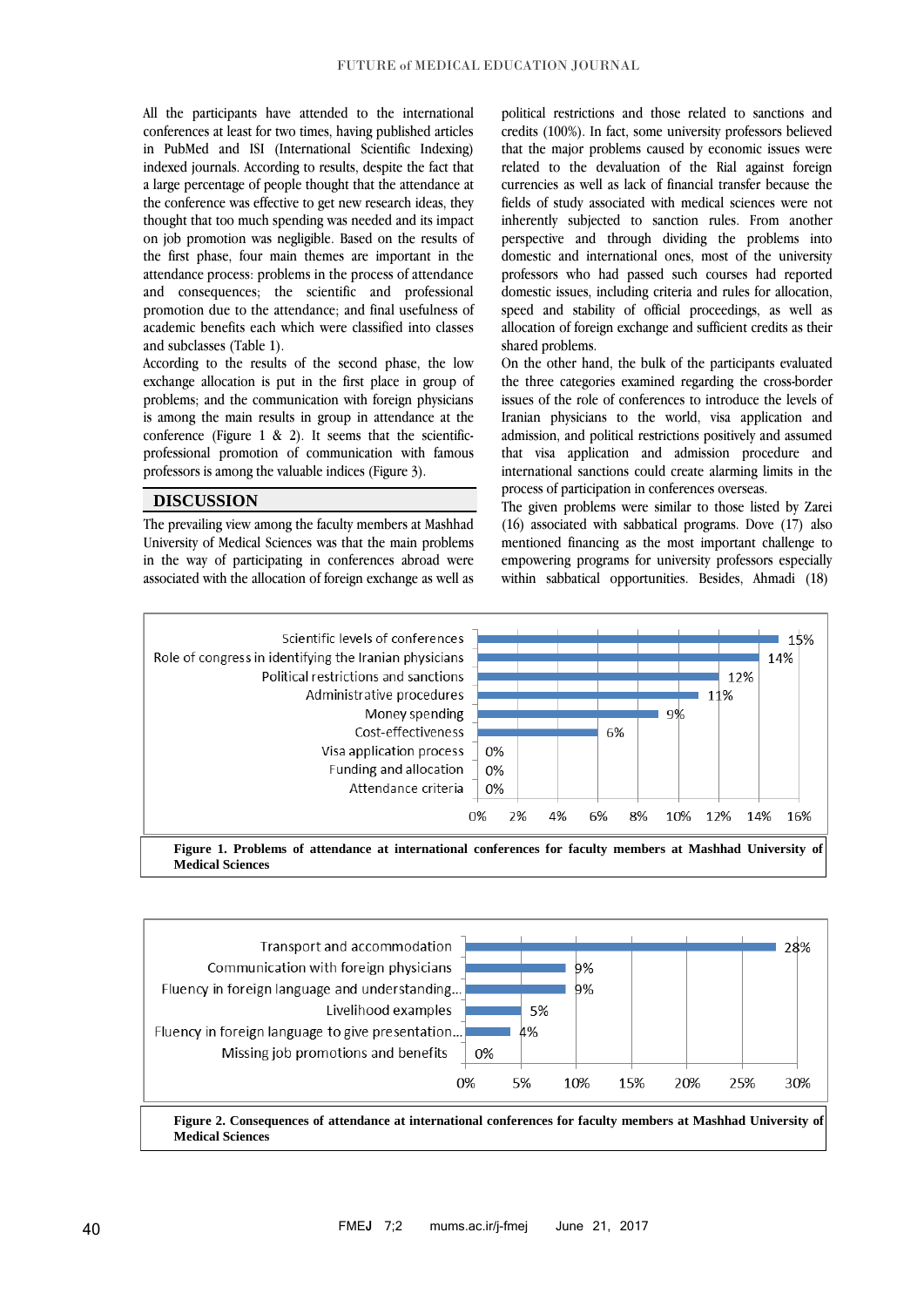All the participants have attended to the international conferences at least for two times, having published articles in PubMed and ISI (International Scientific Indexing) indexed journals. According to results, despite the fact that a large percentage of people thought that the attendance at the conference was effective to get new research ideas, they thought that too much spending was needed and its impact on job promotion was negligible. Based on the results of the first phase, four main themes are important in the attendance process: problems in the process of attendance and consequences; the scientific and professional promotion due to the attendance; and final usefulness of academic benefits each which were classified into classes and subclasses (Table 1).

According to the results of the second phase, the low exchange allocation is put in the first place in group of problems; and the communication with foreign physicians is among the main results in group in attendance at the conference (Figure 1 & 2). It seems that the scientific-professional promotion of communication with famous professors is among the valuable indices (Figure 3).

## DISCUSSION

The prevailing view among the faculty members at Mashhad University of Medical Sciences was that the main problems in the way of participating in conferences abroad were associated with the allocation of foreign exchange as well as political restrictions and those related to sanctions and credits (100%). In fact, some university professors believed that the major problems caused by economic issues were related to the devaluation of the Rial against foreign currencies as well as lack of financial transfer because the fields of study associated with medical sciences were not inherently subjected to sanction rules. From another perspective and through dividing the problems into domestic and international ones, most of the university professors who had passed such courses had reported domestic issues, including criteria and rules for allocation, speed and stability of official proceedings, as well as allocation of foreign exchange and sufficient credits as their shared problems.

On the other hand, the bulk of the participants evaluated the three categories examined regarding the cross-border issues of the role of conferences to introduce the levels of Iranian physicians to the world, visa application and admission, and political restrictions positively and assumed that visa application and admission procedure and international sanctions could create alarming limits in the process of participation in conferences overseas.

The given problems were similar to those listed by Zarei (16) associated with sabbatical programs. Dove (17) also mentioned financing as the most important challenge to empowering programs for university professors especially within sabbatical opportunities. Besides, Ahmadi (18)

| Problem | Percentage |
|---|---|
| Scientific levels of conferences | 15% |
| Role of congress in identifying the Iranian physicians | 14% |
| Political restrictions and sanctions | 12% |
| Administrative procedures | 11% |
| Money spending | 9% |
| Cost-effectiveness | 6% |
| Visa application process | 0% |
| Funding and allocation | 0% |
| Attendance criteria | 0% |

**Figure 1. Problems of attendance at international conferences for faculty members at Mashhad University of Medical Sciences**

| Consequence | Percentage |
|---|---|
| Transport and accommodation | 28% |
| Communication with foreign physicians | 9% |
| Fluency in foreign language and understanding... | 9% |
| Livelihood examples | 5% |
| Fluency in foreign language to give presentation... | 4% |
| Missing job promotions and benefits | 0% |

**Figure 2. Consequences of attendance at international conferences for faculty members at Mashhad University of Medical Sciences**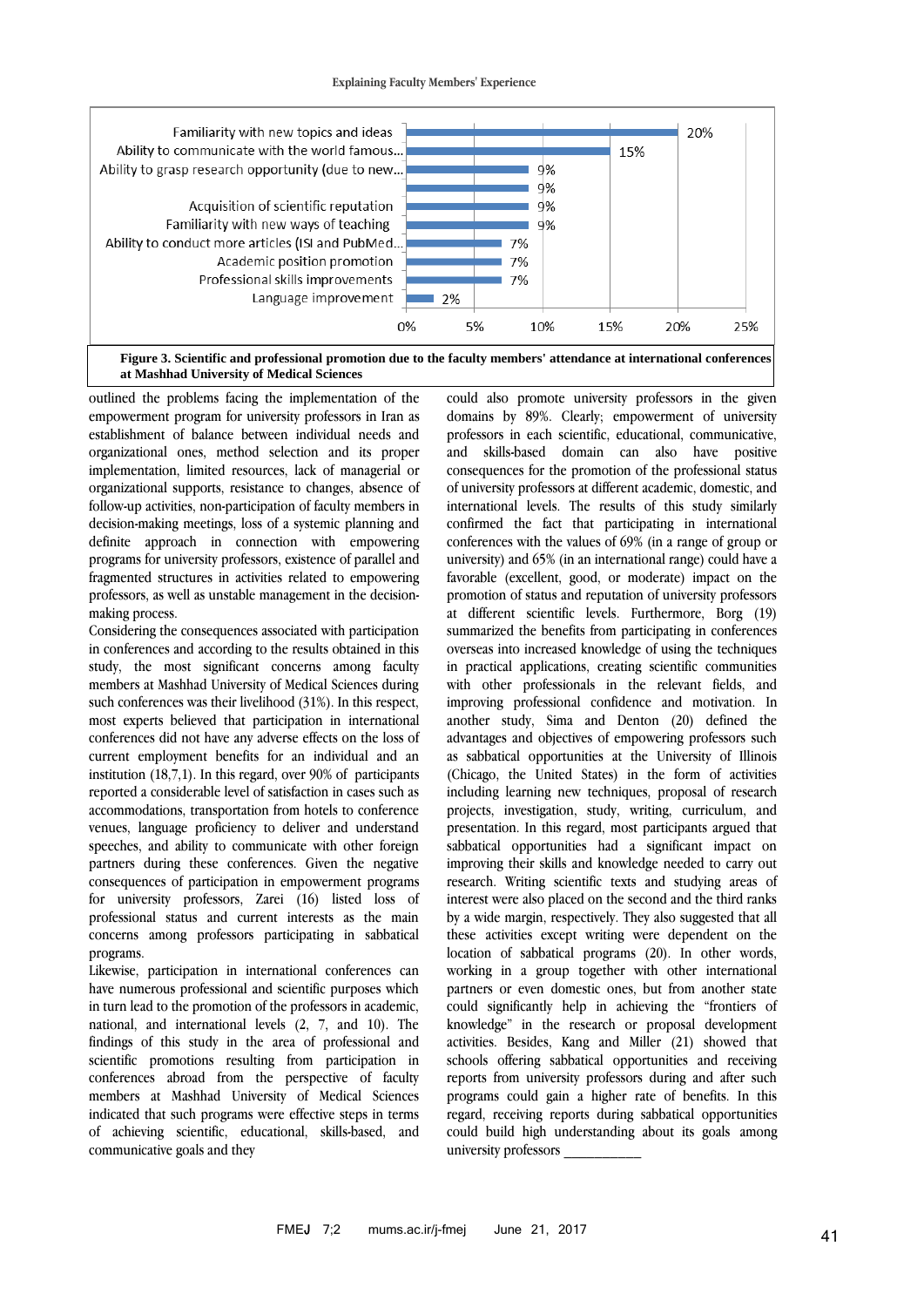| Item | Percentage |
|---|---|
| Familiarity with new topics and ideas | 20% |
| Ability to communicate with the world famous... | 15% |
| Ability to grasp research opportunity (due to new... | 9% |
| | 9% |
| Acquisition of scientific reputation | 9% |
| Familiarity with new ways of teaching | 9% |
| Ability to conduct more articles (ISI and PubMed... | 7% |
| Academic position promotion | 7% |
| Professional skills improvements | 7% |
| Language improvement | 2% |

**Figure 3. Scientific and professional promotion due to the faculty members' attendance at international conferences at Mashhad University of Medical Sciences**

outlined the problems facing the implementation of the empowerment program for university professors in Iran as establishment of balance between individual needs and organizational ones, method selection and its proper implementation, limited resources, lack of managerial or organizational supports, resistance to changes, absence of follow-up activities, non-participation of faculty members in decision-making meetings, loss of a systemic planning and definite approach in connection with empowering programs for university professors, existence of parallel and fragmented structures in activities related to empowering professors, as well as unstable management in the decision-making process.

Considering the consequences associated with participation in conferences and according to the results obtained in this study, the most significant concerns among faculty members at Mashhad University of Medical Sciences during such conferences was their livelihood (31%). In this respect, most experts believed that participation in international conferences did not have any adverse effects on the loss of current employment benefits for an individual and an institution (18,7,1). In this regard, over 90% of participants reported a considerable level of satisfaction in cases such as accommodations, transportation from hotels to conference venues, language proficiency to deliver and understand speeches, and ability to communicate with other foreign partners during these conferences. Given the negative consequences of participation in empowerment programs for university professors, Zarei (16) listed loss of professional status and current interests as the main concerns among professors participating in sabbatical programs.

Likewise, participation in international conferences can have numerous professional and scientific purposes which in turn lead to the promotion of the professors in academic, national, and international levels (2, 7, and 10). The findings of this study in the area of professional and scientific promotions resulting from participation in conferences abroad from the perspective of faculty members at Mashhad University of Medical Sciences indicated that such programs were effective steps in terms of achieving scientific, educational, skills-based, and communicative goals and they could also promote university professors in the given domains by 89%. Clearly; empowerment of university professors in each scientific, educational, communicative, and skills-based domain can also have positive consequences for the promotion of the professional status of university professors at different academic, domestic, and international levels. The results of this study similarly confirmed the fact that participating in international conferences with the values of 69% (in a range of group or university) and 65% (in an international range) could have a favorable (excellent, good, or moderate) impact on the promotion of status and reputation of university professors at different scientific levels. Furthermore, Borg (19) summarized the benefits from participating in conferences overseas into increased knowledge of using the techniques in practical applications, creating scientific communities with other professionals in the relevant fields, and improving professional confidence and motivation. In another study, Sima and Denton (20) defined the advantages and objectives of empowering professors such as sabbatical opportunities at the University of Illinois (Chicago, the United States) in the form of activities including learning new techniques, proposal of research projects, investigation, study, writing, curriculum, and presentation. In this regard, most participants argued that sabbatical opportunities had a significant impact on improving their skills and knowledge needed to carry out research. Writing scientific texts and studying areas of interest were also placed on the second and the third ranks by a wide margin, respectively. They also suggested that all these activities except writing were dependent on the location of sabbatical programs (20). In other words, working in a group together with other international partners or even domestic ones, but from another state could significantly help in achieving the "frontiers of knowledge" in the research or proposal development activities. Besides, Kang and Miller (21) showed that schools offering sabbatical opportunities and receiving reports from university professors during and after such programs could gain a higher rate of benefits. In this regard, receiving reports during sabbatical opportunities could build high understanding about its goals among university professors ___________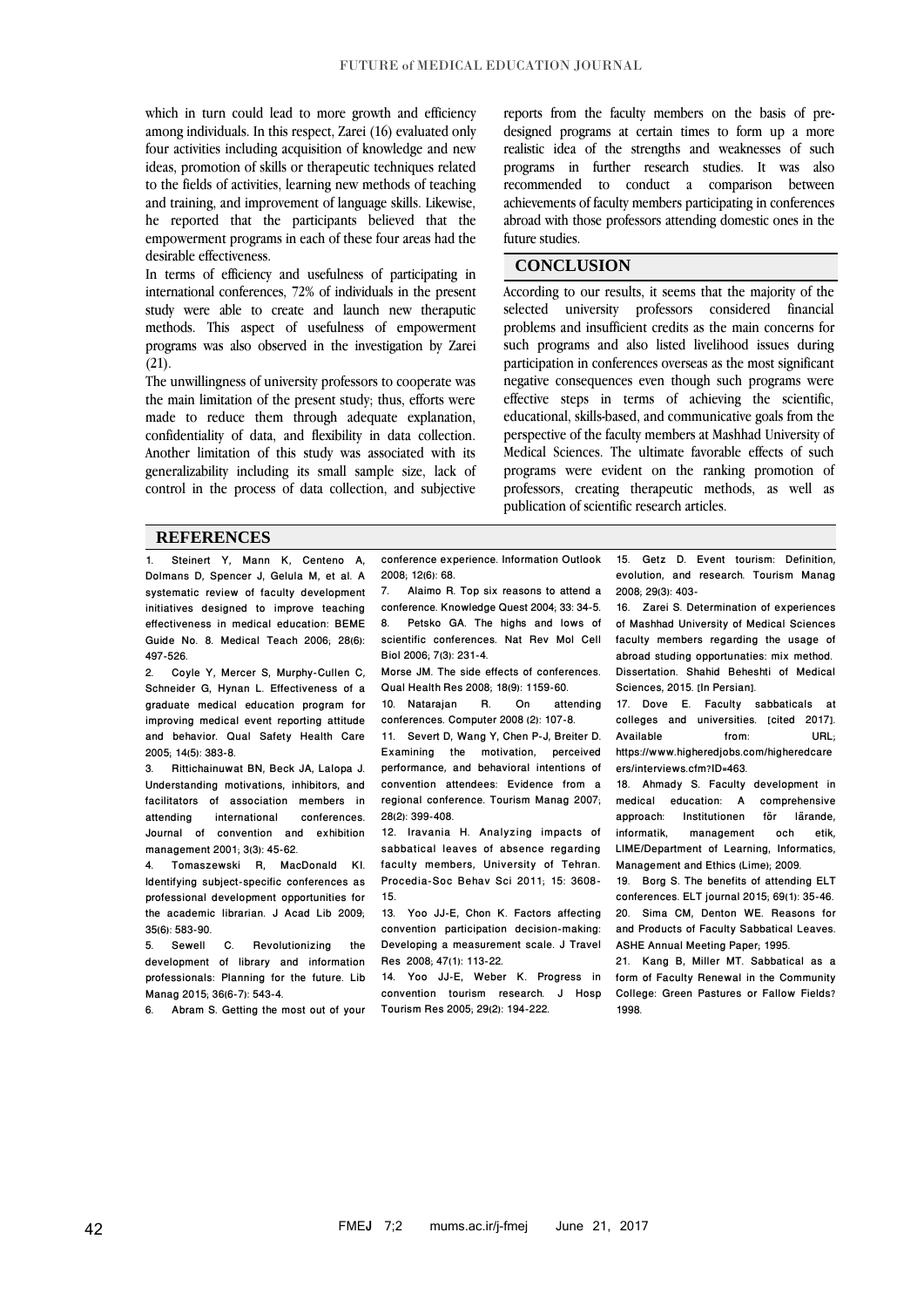which in turn could lead to more growth and efficiency among individuals. In this respect, Zarei (16) evaluated only four activities including acquisition of knowledge and new ideas, promotion of skills or therapeutic techniques related to the fields of activities, learning new methods of teaching and training, and improvement of language skills. Likewise, he reported that the participants believed that the empowerment programs in each of these four areas had the desirable effectiveness.

In terms of efficiency and usefulness of participating in international conferences, 72% of individuals in the present study were able to create and launch new theraputic methods. This aspect of usefulness of empowerment programs was also observed in the investigation by Zarei (21).

The unwillingness of university professors to cooperate was the main limitation of the present study; thus, efforts were made to reduce them through adequate explanation, confidentiality of data, and flexibility in data collection. Another limitation of this study was associated with its generalizability including its small sample size, lack of control in the process of data collection, and subjective reports from the faculty members on the basis of pre-designed programs at certain times to form up a more realistic idea of the strengths and weaknesses of such programs in further research studies. It was also recommended to conduct a comparison between achievements of faculty members participating in conferences abroad with those professors attending domestic ones in the future studies.

## CONCLUSION

According to our results, it seems that the majority of the selected university professors considered financial problems and insufficient credits as the main concerns for such programs and also listed livelihood issues during participation in conferences overseas as the most significant negative consequences even though such programs were effective steps in terms of achieving the scientific, educational, skills-based, and communicative goals from the perspective of the faculty members at Mashhad University of Medical Sciences. The ultimate favorable effects of such programs were evident on the ranking promotion of professors, creating therapeutic methods, as well as publication of scientific research articles.

## REFERENCES

1. Steinert Y, Mann K, Centeno A, Dolmans D, Spencer J, Gelula M, et al. A systematic review of faculty development initiatives designed to improve teaching effectiveness in medical education: BEME Guide No. 8. Medical Teach 2006; 28(6): 497-526.
2. Coyle Y, Mercer S, Murphy-Cullen C, Schneider G, Hynan L. Effectiveness of a graduate medical education program for improving medical event reporting attitude and behavior. Qual Safety Health Care 2005; 14(5): 383-8.
3. Rittichainuwat BN, Beck JA, Lalopa J. Understanding motivations, inhibitors, and facilitators of association members in attending international conferences. Journal of convention and exhibition management 2001; 3(3): 45-62.
4. Tomaszewski R, MacDonald KI. Identifying subject-specific conferences as professional development opportunities for the academic librarian. J Acad Lib 2009; 35(6): 583-90.
5. Sewell C. Revolutionizing the development of library and information professionals: Planning for the future. Lib Manag 2015; 36(6-7): 543-4.
6. Abram S. Getting the most out of your conference experience. Information Outlook 2008; 12(6): 68.
7. Alaimo R. Top six reasons to attend a conference. Knowledge Quest 2004; 33: 34-5.
8. Petsko GA. The highs and lows of scientific conferences. Nat Rev Mol Cell Biol 2006; 7(3): 231-4.

Morse JM. The side effects of conferences. Qual Health Res 2008; 18(9): 1159-60.

10. Natarajan R. On attending conferences. Computer 2008 (2): 107-8.
11. Severt D, Wang Y, Chen P-J, Breiter D. Examining the motivation, perceived performance, and behavioral intentions of convention attendees: Evidence from a regional conference. Tourism Manag 2007; 28(2): 399-408.
12. Iravania H. Analyzing impacts of sabbatical leaves of absence regarding faculty members, University of Tehran. Procedia-Soc Behav Sci 2011; 15: 3608-15.
13. Yoo JJ-E, Chon K. Factors affecting convention participation decision-making: Developing a measurement scale. J Travel Res 2008; 47(1): 113-22.
14. Yoo JJ-E, Weber K. Progress in convention tourism research. J Hosp Tourism Res 2005; 29(2): 194-222.
15. Getz D. Event tourism: Definition, evolution, and research. Tourism Manag 2008; 29(3): 403-
16. Zarei S. Determination of experiences of Mashhad University of Medical Sciences faculty members regarding the usage of abroad studing opportunaties: mix method. Dissertation. Shahid Beheshti of Medical Sciences, 2015. [In Persian].
17. Dove E. Faculty sabbaticals at colleges and universities. [cited 2017]. Available from: URL; https://www.higheredjobs.com/higheredcareers/interviews.cfm?ID=463.
18. Ahmady S. Faculty development in medical education: A comprehensive approach: Institutionen för lärande, informatik, management och etik, LIME/Department of Learning, Informatics, Management and Ethics (Lime); 2009.
19. Borg S. The benefits of attending ELT conferences. ELT journal 2015; 69(1): 35-46.
20. Sima CM, Denton WE. Reasons for and Products of Faculty Sabbatical Leaves. ASHE Annual Meeting Paper; 1995.
21. Kang B, Miller MT. Sabbatical as a form of Faculty Renewal in the Community College: Green Pastures or Fallow Fields? 1998.